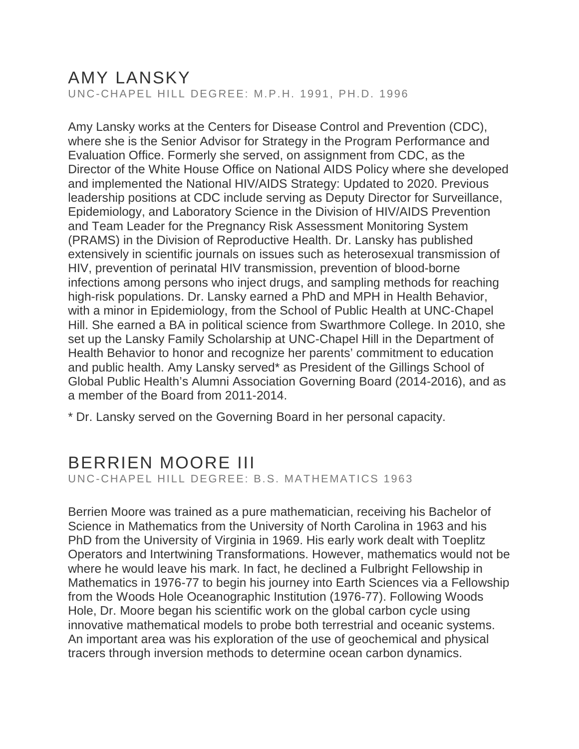# AMY LANSKY

UNC-CHAPEL HILL DEGREE: M.P.H. 1991, PH.D. 1996

Amy Lansky works at the Centers for Disease Control and Prevention (CDC), where she is the Senior Advisor for Strategy in the Program Performance and Evaluation Office. Formerly she served, on assignment from CDC, as the Director of the White House Office on National AIDS Policy where she developed and implemented the National HIV/AIDS Strategy: Updated to 2020. Previous leadership positions at CDC include serving as Deputy Director for Surveillance, Epidemiology, and Laboratory Science in the Division of HIV/AIDS Prevention and Team Leader for the Pregnancy Risk Assessment Monitoring System (PRAMS) in the Division of Reproductive Health. Dr. Lansky has published extensively in scientific journals on issues such as heterosexual transmission of HIV, prevention of perinatal HIV transmission, prevention of blood-borne infections among persons who inject drugs, and sampling methods for reaching high-risk populations. Dr. Lansky earned a PhD and MPH in Health Behavior, with a minor in Epidemiology, from the School of Public Health at UNC-Chapel Hill. She earned a BA in political science from Swarthmore College. In 2010, she set up the Lansky Family Scholarship at UNC-Chapel Hill in the Department of Health Behavior to honor and recognize her parents' commitment to education and public health. Amy Lansky served* as President of the Gillings School of Global Public Health's Alumni Association Governing Board (2014-2016), and as a member of the Board from 2011-2014.

* Dr. Lansky served on the Governing Board in her personal capacity.

# BERRIEN MOORE III

UNC-CHAPEL HILL DEGREE: B.S. MATHEMATICS 1963

Berrien Moore was trained as a pure mathematician, receiving his Bachelor of Science in Mathematics from the University of North Carolina in 1963 and his PhD from the University of Virginia in 1969. His early work dealt with Toeplitz Operators and Intertwining Transformations. However, mathematics would not be where he would leave his mark. In fact, he declined a Fulbright Fellowship in Mathematics in 1976-77 to begin his journey into Earth Sciences via a Fellowship from the Woods Hole Oceanographic Institution (1976-77). Following Woods Hole, Dr. Moore began his scientific work on the global carbon cycle using innovative mathematical models to probe both terrestrial and oceanic systems. An important area was his exploration of the use of geochemical and physical tracers through inversion methods to determine ocean carbon dynamics.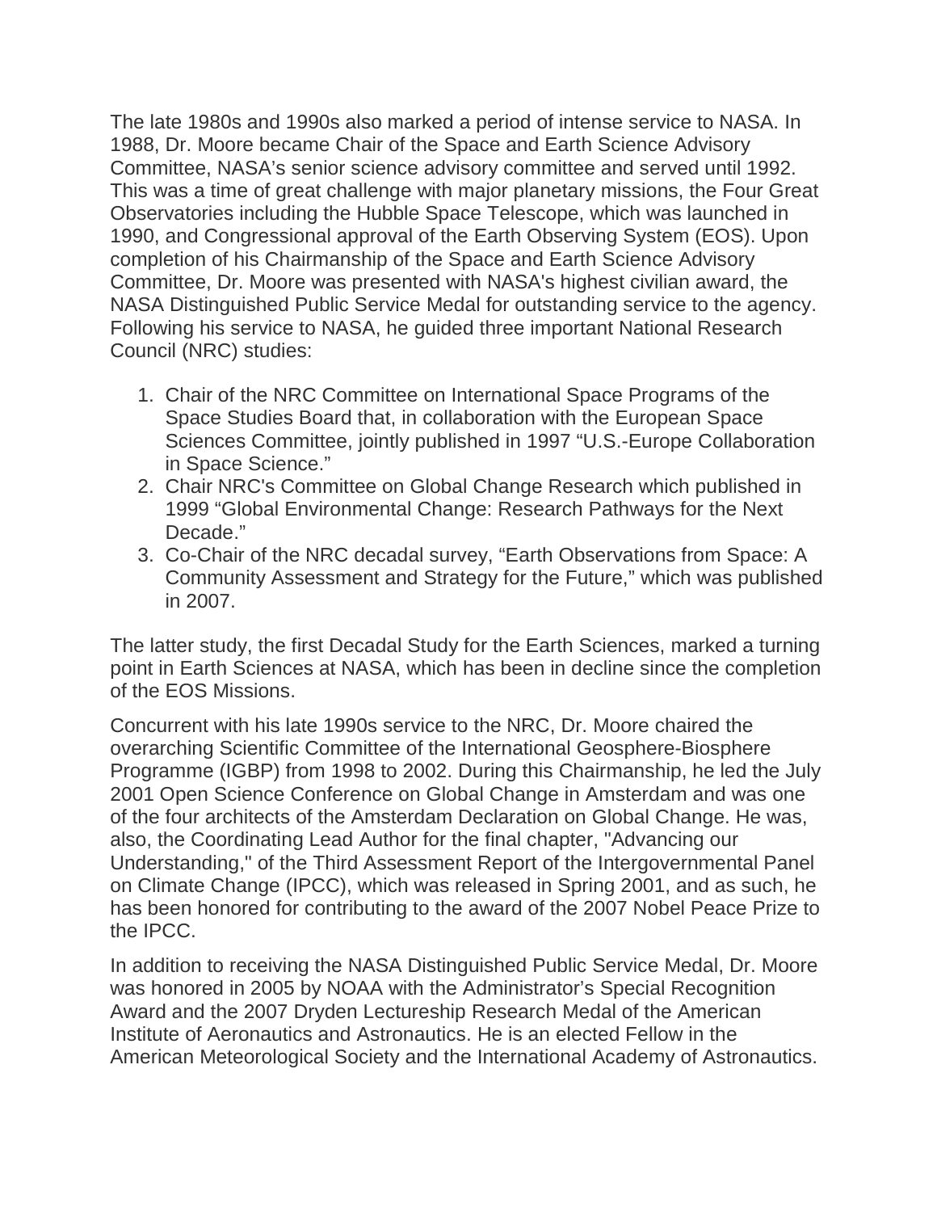The late 1980s and 1990s also marked a period of intense service to NASA. In 1988, Dr. Moore became Chair of the Space and Earth Science Advisory Committee, NASA's senior science advisory committee and served until 1992. This was a time of great challenge with major planetary missions, the Four Great Observatories including the Hubble Space Telescope, which was launched in 1990, and Congressional approval of the Earth Observing System (EOS). Upon completion of his Chairmanship of the Space and Earth Science Advisory Committee, Dr. Moore was presented with NASA's highest civilian award, the NASA Distinguished Public Service Medal for outstanding service to the agency. Following his service to NASA, he guided three important National Research Council (NRC) studies:

1. Chair of the NRC Committee on International Space Programs of the Space Studies Board that, in collaboration with the European Space Sciences Committee, jointly published in 1997 "U.S.-Europe Collaboration in Space Science."
2. Chair NRC's Committee on Global Change Research which published in 1999 "Global Environmental Change: Research Pathways for the Next Decade."
3. Co-Chair of the NRC decadal survey, "Earth Observations from Space: A Community Assessment and Strategy for the Future," which was published in 2007.

The latter study, the first Decadal Study for the Earth Sciences, marked a turning point in Earth Sciences at NASA, which has been in decline since the completion of the EOS Missions.

Concurrent with his late 1990s service to the NRC, Dr. Moore chaired the overarching Scientific Committee of the International Geosphere-Biosphere Programme (IGBP) from 1998 to 2002. During this Chairmanship, he led the July 2001 Open Science Conference on Global Change in Amsterdam and was one of the four architects of the Amsterdam Declaration on Global Change. He was, also, the Coordinating Lead Author for the final chapter, "Advancing our Understanding," of the Third Assessment Report of the Intergovernmental Panel on Climate Change (IPCC), which was released in Spring 2001, and as such, he has been honored for contributing to the award of the 2007 Nobel Peace Prize to the IPCC.

In addition to receiving the NASA Distinguished Public Service Medal, Dr. Moore was honored in 2005 by NOAA with the Administrator's Special Recognition Award and the 2007 Dryden Lectureship Research Medal of the American Institute of Aeronautics and Astronautics. He is an elected Fellow in the American Meteorological Society and the International Academy of Astronautics.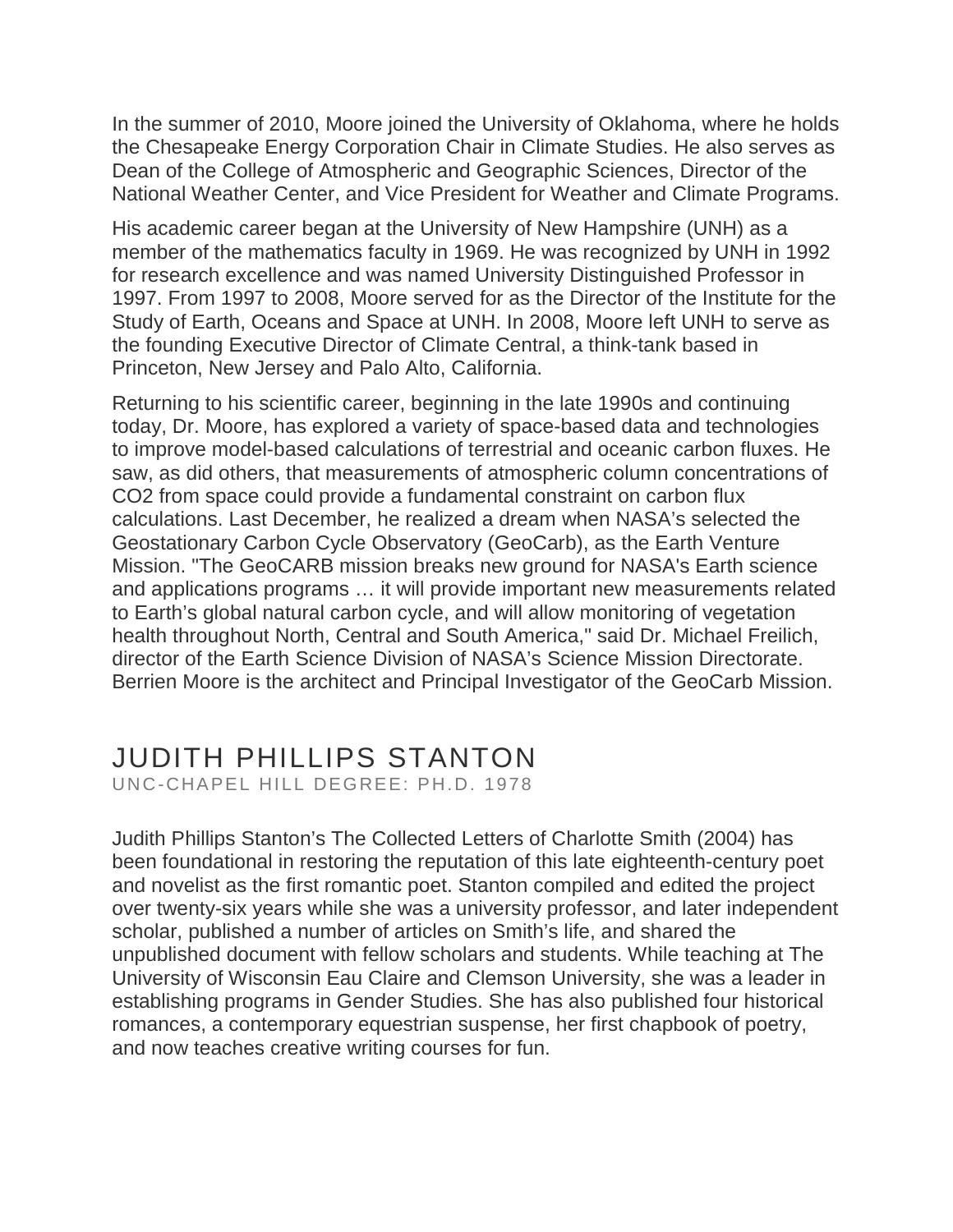In the summer of 2010, Moore joined the University of Oklahoma, where he holds the Chesapeake Energy Corporation Chair in Climate Studies. He also serves as Dean of the College of Atmospheric and Geographic Sciences, Director of the National Weather Center, and Vice President for Weather and Climate Programs.

His academic career began at the University of New Hampshire (UNH) as a member of the mathematics faculty in 1969. He was recognized by UNH in 1992 for research excellence and was named University Distinguished Professor in 1997. From 1997 to 2008, Moore served for as the Director of the Institute for the Study of Earth, Oceans and Space at UNH. In 2008, Moore left UNH to serve as the founding Executive Director of Climate Central, a think-tank based in Princeton, New Jersey and Palo Alto, California.

Returning to his scientific career, beginning in the late 1990s and continuing today, Dr. Moore, has explored a variety of space-based data and technologies to improve model-based calculations of terrestrial and oceanic carbon fluxes. He saw, as did others, that measurements of atmospheric column concentrations of $CO_2$ from space could provide a fundamental constraint on carbon flux calculations. Last December, he realized a dream when NASA's selected the Geostationary Carbon Cycle Observatory (GeoCarb), as the Earth Venture Mission. "The GeoCARB mission breaks new ground for NASA's Earth science and applications programs … it will provide important new measurements related to Earth's global natural carbon cycle, and will allow monitoring of vegetation health throughout North, Central and South America," said Dr. Michael Freilich, director of the Earth Science Division of NASA's Science Mission Directorate. Berrien Moore is the architect and Principal Investigator of the GeoCarb Mission.

## JUDITH PHILLIPS STANTON

UNC-CHAPEL HILL DEGREE: PH.D. 1978

Judith Phillips Stanton's The Collected Letters of Charlotte Smith (2004) has been foundational in restoring the reputation of this late eighteenth-century poet and novelist as the first romantic poet. Stanton compiled and edited the project over twenty-six years while she was a university professor, and later independent scholar, published a number of articles on Smith's life, and shared the unpublished document with fellow scholars and students. While teaching at The University of Wisconsin Eau Claire and Clemson University, she was a leader in establishing programs in Gender Studies. She has also published four historical romances, a contemporary equestrian suspense, her first chapbook of poetry, and now teaches creative writing courses for fun.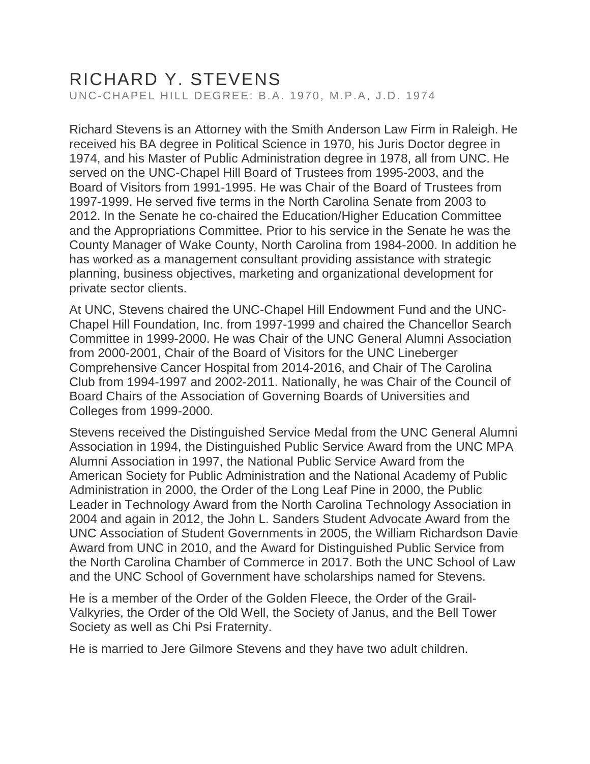# RICHARD Y. STEVENS

UNC-CHAPEL HILL DEGREE: B.A. 1970, M.P.A, J.D. 1974

Richard Stevens is an Attorney with the Smith Anderson Law Firm in Raleigh. He received his BA degree in Political Science in 1970, his Juris Doctor degree in 1974, and his Master of Public Administration degree in 1978, all from UNC. He served on the UNC-Chapel Hill Board of Trustees from 1995-2003, and the Board of Visitors from 1991-1995. He was Chair of the Board of Trustees from 1997-1999. He served five terms in the North Carolina Senate from 2003 to 2012. In the Senate he co-chaired the Education/Higher Education Committee and the Appropriations Committee. Prior to his service in the Senate he was the County Manager of Wake County, North Carolina from 1984-2000. In addition he has worked as a management consultant providing assistance with strategic planning, business objectives, marketing and organizational development for private sector clients.

At UNC, Stevens chaired the UNC-Chapel Hill Endowment Fund and the UNC-Chapel Hill Foundation, Inc. from 1997-1999 and chaired the Chancellor Search Committee in 1999-2000. He was Chair of the UNC General Alumni Association from 2000-2001, Chair of the Board of Visitors for the UNC Lineberger Comprehensive Cancer Hospital from 2014-2016, and Chair of The Carolina Club from 1994-1997 and 2002-2011. Nationally, he was Chair of the Council of Board Chairs of the Association of Governing Boards of Universities and Colleges from 1999-2000.

Stevens received the Distinguished Service Medal from the UNC General Alumni Association in 1994, the Distinguished Public Service Award from the UNC MPA Alumni Association in 1997, the National Public Service Award from the American Society for Public Administration and the National Academy of Public Administration in 2000, the Order of the Long Leaf Pine in 2000, the Public Leader in Technology Award from the North Carolina Technology Association in 2004 and again in 2012, the John L. Sanders Student Advocate Award from the UNC Association of Student Governments in 2005, the William Richardson Davie Award from UNC in 2010, and the Award for Distinguished Public Service from the North Carolina Chamber of Commerce in 2017. Both the UNC School of Law and the UNC School of Government have scholarships named for Stevens.

He is a member of the Order of the Golden Fleece, the Order of the Grail-Valkyries, the Order of the Old Well, the Society of Janus, and the Bell Tower Society as well as Chi Psi Fraternity.

He is married to Jere Gilmore Stevens and they have two adult children.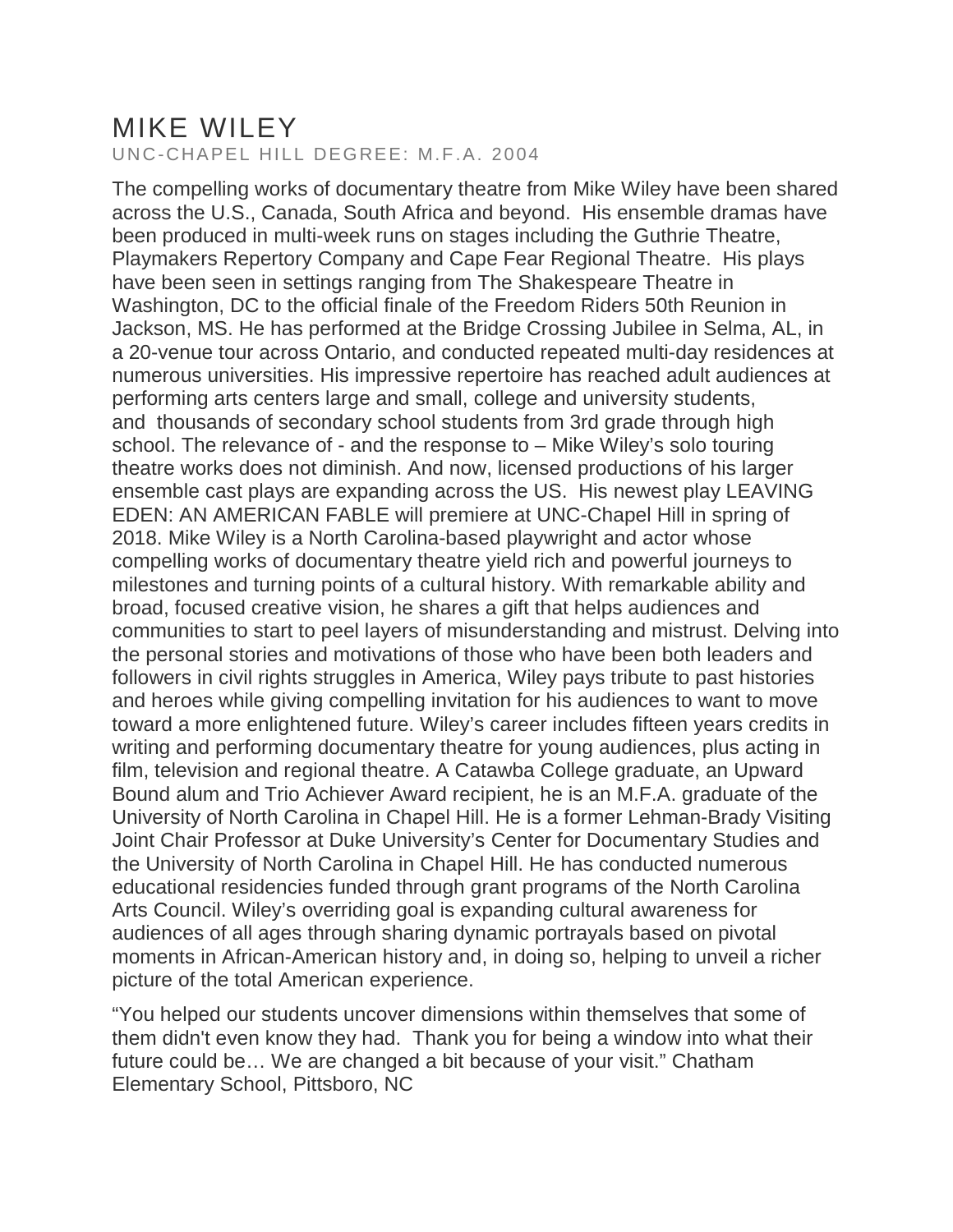# MIKE WILEY

UNC-CHAPEL HILL DEGREE: M.F.A. 2004

The compelling works of documentary theatre from Mike Wiley have been shared across the U.S., Canada, South Africa and beyond. His ensemble dramas have been produced in multi-week runs on stages including the Guthrie Theatre, Playmakers Repertory Company and Cape Fear Regional Theatre. His plays have been seen in settings ranging from The Shakespeare Theatre in Washington, DC to the official finale of the Freedom Riders 50th Reunion in Jackson, MS. He has performed at the Bridge Crossing Jubilee in Selma, AL, in a 20-venue tour across Ontario, and conducted repeated multi-day residences at numerous universities. His impressive repertoire has reached adult audiences at performing arts centers large and small, college and university students, and thousands of secondary school students from 3rd grade through high school. The relevance of - and the response to – Mike Wiley's solo touring theatre works does not diminish. And now, licensed productions of his larger ensemble cast plays are expanding across the US. His newest play LEAVING EDEN: AN AMERICAN FABLE will premiere at UNC-Chapel Hill in spring of 2018. Mike Wiley is a North Carolina-based playwright and actor whose compelling works of documentary theatre yield rich and powerful journeys to milestones and turning points of a cultural history. With remarkable ability and broad, focused creative vision, he shares a gift that helps audiences and communities to start to peel layers of misunderstanding and mistrust. Delving into the personal stories and motivations of those who have been both leaders and followers in civil rights struggles in America, Wiley pays tribute to past histories and heroes while giving compelling invitation for his audiences to want to move toward a more enlightened future. Wiley's career includes fifteen years credits in writing and performing documentary theatre for young audiences, plus acting in film, television and regional theatre. A Catawba College graduate, an Upward Bound alum and Trio Achiever Award recipient, he is an M.F.A. graduate of the University of North Carolina in Chapel Hill. He is a former Lehman-Brady Visiting Joint Chair Professor at Duke University's Center for Documentary Studies and the University of North Carolina in Chapel Hill. He has conducted numerous educational residencies funded through grant programs of the North Carolina Arts Council. Wiley's overriding goal is expanding cultural awareness for audiences of all ages through sharing dynamic portrayals based on pivotal moments in African-American history and, in doing so, helping to unveil a richer picture of the total American experience.

"You helped our students uncover dimensions within themselves that some of them didn't even know they had. Thank you for being a window into what their future could be… We are changed a bit because of your visit." Chatham Elementary School, Pittsboro, NC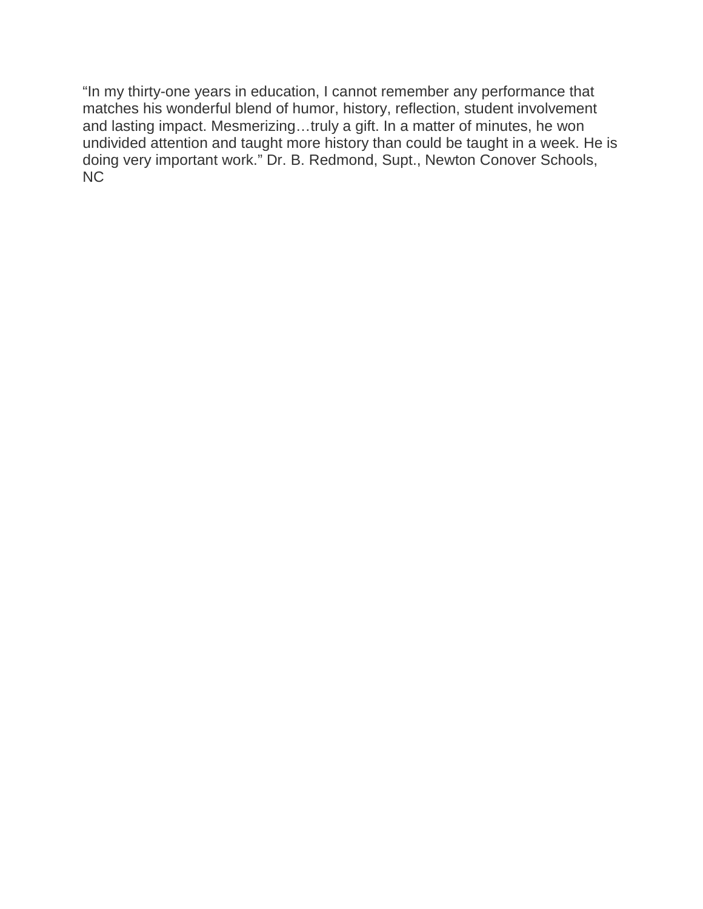"In my thirty-one years in education, I cannot remember any performance that matches his wonderful blend of humor, history, reflection, student involvement and lasting impact. Mesmerizing…truly a gift. In a matter of minutes, he won undivided attention and taught more history than could be taught in a week. He is doing very important work." Dr. B. Redmond, Supt., Newton Conover Schools, NC